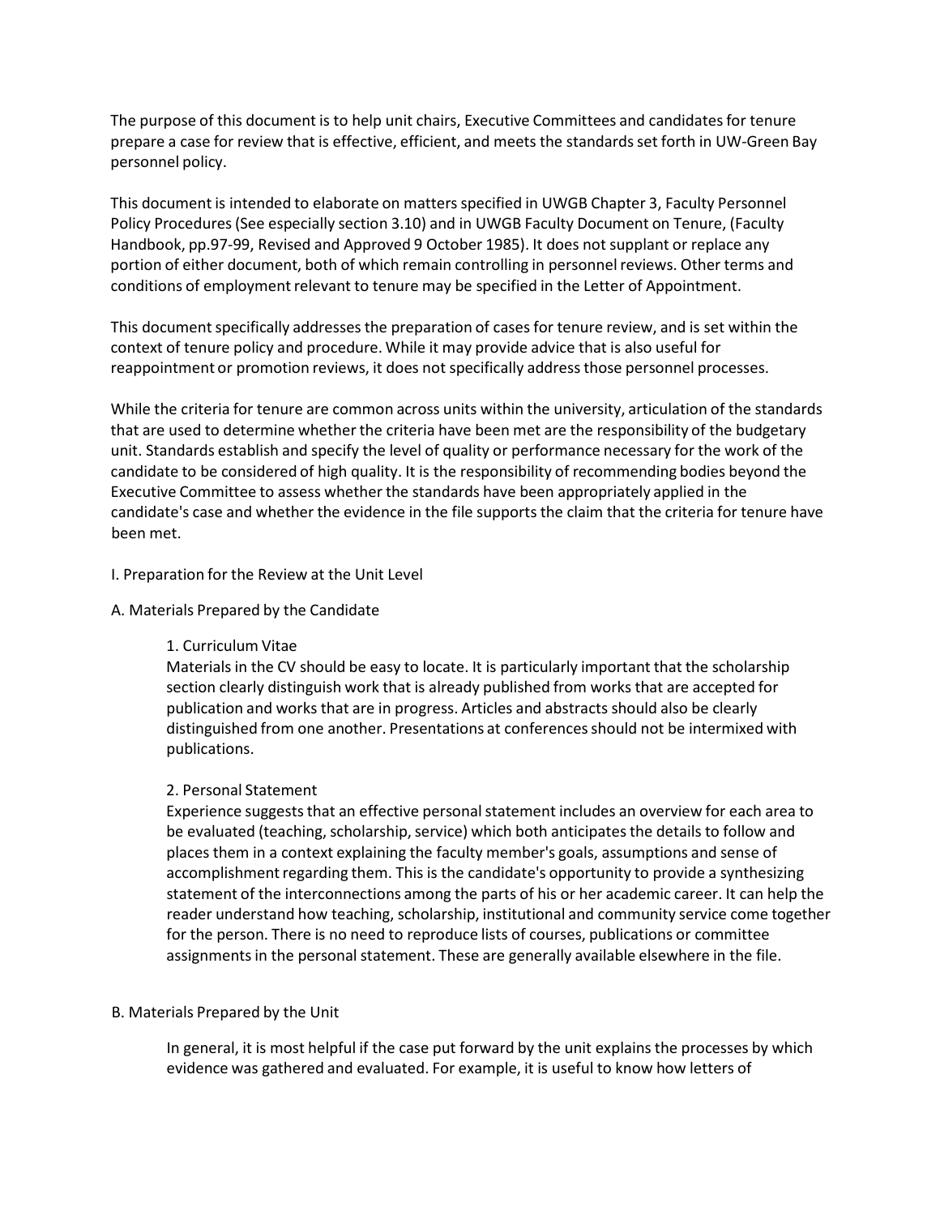The purpose of this document is to help unit chairs, Executive Committees and candidates for tenure prepare a case for review that is effective, efficient, and meets the standards set forth in UW-Green Bay personnel policy.

This document is intended to elaborate on matters specified in UWGB Chapter 3, Faculty Personnel Policy Procedures (See especially section 3.10) and in UWGB Faculty Document on Tenure, (Faculty Handbook, pp.97-99, Revised and Approved 9 October 1985). It does not supplant or replace any portion of either document, both of which remain controlling in personnel reviews. Other terms and conditions of employment relevant to tenure may be specified in the Letter of Appointment.

This document specifically addresses the preparation of cases for tenure review, and is set within the context of tenure policy and procedure. While it may provide advice that is also useful for reappointment or promotion reviews, it does not specifically address those personnel processes.

While the criteria for tenure are common across units within the university, articulation of the standards that are used to determine whether the criteria have been met are the responsibility of the budgetary unit. Standards establish and specify the level of quality or performance necessary for the work of the candidate to be considered of high quality. It is the responsibility of recommending bodies beyond the Executive Committee to assess whether the standards have been appropriately applied in the candidate's case and whether the evidence in the file supports the claim that the criteria for tenure have been met.

## I. Preparation for the Review at the Unit Level

### A. Materials Prepared by the Candidate

#### 1. Curriculum Vitae

Materials in the CV should be easy to locate. It is particularly important that the scholarship section clearly distinguish work that is already published from works that are accepted for publication and works that are in progress. Articles and abstracts should also be clearly distinguished from one another. Presentations at conferences should not be intermixed with publications.

#### 2. Personal Statement

Experience suggests that an effective personal statement includes an overview for each area to be evaluated (teaching, scholarship, service) which both anticipates the details to follow and places them in a context explaining the faculty member's goals, assumptions and sense of accomplishment regarding them. This is the candidate's opportunity to provide a synthesizing statement of the interconnections among the parts of his or her academic career. It can help the reader understand how teaching, scholarship, institutional and community service come together for the person. There is no need to reproduce lists of courses, publications or committee assignments in the personal statement. These are generally available elsewhere in the file.

### B. Materials Prepared by the Unit

In general, it is most helpful if the case put forward by the unit explains the processes by which evidence was gathered and evaluated. For example, it is useful to know how letters of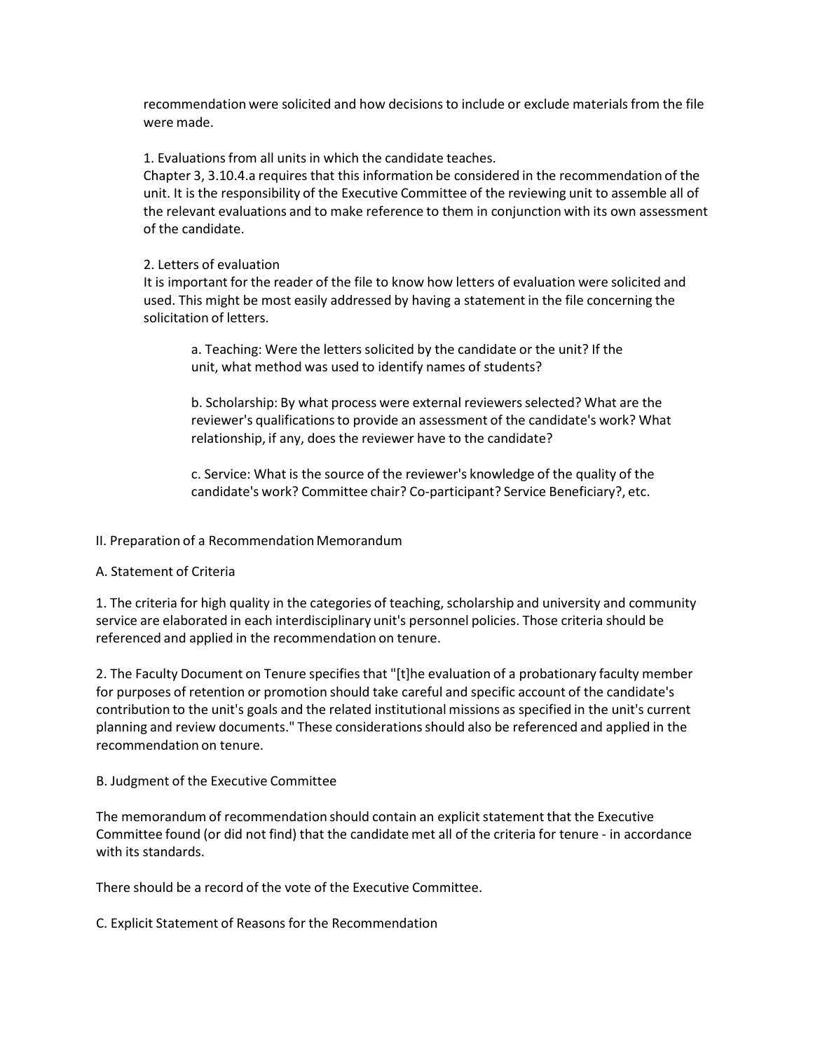recommendation were solicited and how decisions to include or exclude materials from the file were made.

1. Evaluations from all units in which the candidate teaches.
Chapter 3, 3.10.4.a requires that this information be considered in the recommendation of the unit. It is the responsibility of the Executive Committee of the reviewing unit to assemble all of the relevant evaluations and to make reference to them in conjunction with its own assessment of the candidate.

2. Letters of evaluation
It is important for the reader of the file to know how letters of evaluation were solicited and used. This might be most easily addressed by having a statement in the file concerning the solicitation of letters.

a. Teaching: Were the letters solicited by the candidate or the unit? If the unit, what method was used to identify names of students?

b. Scholarship: By what process were external reviewers selected? What are the reviewer's qualifications to provide an assessment of the candidate's work? What relationship, if any, does the reviewer have to the candidate?

c. Service: What is the source of the reviewer's knowledge of the quality of the candidate's work? Committee chair? Co-participant? Service Beneficiary?, etc.

## II. Preparation of a Recommendation Memorandum

### A. Statement of Criteria

1. The criteria for high quality in the categories of teaching, scholarship and university and community service are elaborated in each interdisciplinary unit's personnel policies. Those criteria should be referenced and applied in the recommendation on tenure.

2. The Faculty Document on Tenure specifies that "[t]he evaluation of a probationary faculty member for purposes of retention or promotion should take careful and specific account of the candidate's contribution to the unit's goals and the related institutional missions as specified in the unit's current planning and review documents." These considerations should also be referenced and applied in the recommendation on tenure.

### B. Judgment of the Executive Committee

The memorandum of recommendation should contain an explicit statement that the Executive Committee found (or did not find) that the candidate met all of the criteria for tenure - in accordance with its standards.

There should be a record of the vote of the Executive Committee.

### C. Explicit Statement of Reasons for the Recommendation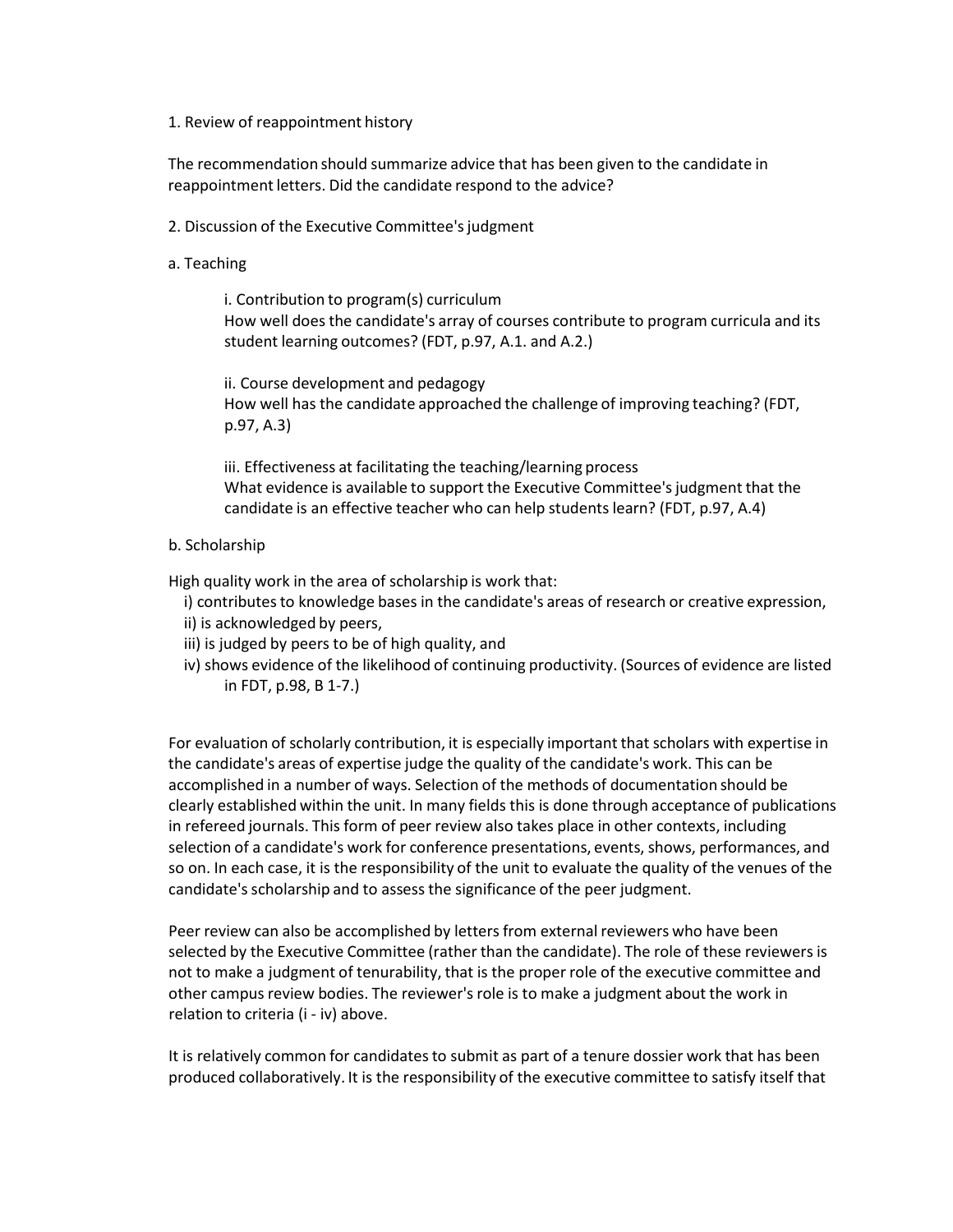1. Review of reappointment history

The recommendation should summarize advice that has been given to the candidate in reappointment letters. Did the candidate respond to the advice?

2. Discussion of the Executive Committee's judgment

a. Teaching

> i. Contribution to program(s) curriculum
> How well does the candidate's array of courses contribute to program curricula and its student learning outcomes? (FDT, p.97, A.1. and A.2.)
>
> ii. Course development and pedagogy
> How well has the candidate approached the challenge of improving teaching? (FDT, p.97, A.3)
>
> iii. Effectiveness at facilitating the teaching/learning process
> What evidence is available to support the Executive Committee's judgment that the candidate is an effective teacher who can help students learn? (FDT, p.97, A.4)

b. Scholarship

High quality work in the area of scholarship is work that:

- i) contributes to knowledge bases in the candidate's areas of research or creative expression,
- ii) is acknowledged by peers,
- iii) is judged by peers to be of high quality, and
- iv) shows evidence of the likelihood of continuing productivity. (Sources of evidence are listed in FDT, p.98, B 1-7.)

For evaluation of scholarly contribution, it is especially important that scholars with expertise in the candidate's areas of expertise judge the quality of the candidate's work. This can be accomplished in a number of ways. Selection of the methods of documentation should be clearly established within the unit. In many fields this is done through acceptance of publications in refereed journals. This form of peer review also takes place in other contexts, including selection of a candidate's work for conference presentations, events, shows, performances, and so on. In each case, it is the responsibility of the unit to evaluate the quality of the venues of the candidate's scholarship and to assess the significance of the peer judgment.

Peer review can also be accomplished by letters from external reviewers who have been selected by the Executive Committee (rather than the candidate). The role of these reviewers is not to make a judgment of tenurability, that is the proper role of the executive committee and other campus review bodies. The reviewer's role is to make a judgment about the work in relation to criteria (i - iv) above.

It is relatively common for candidates to submit as part of a tenure dossier work that has been produced collaboratively. It is the responsibility of the executive committee to satisfy itself that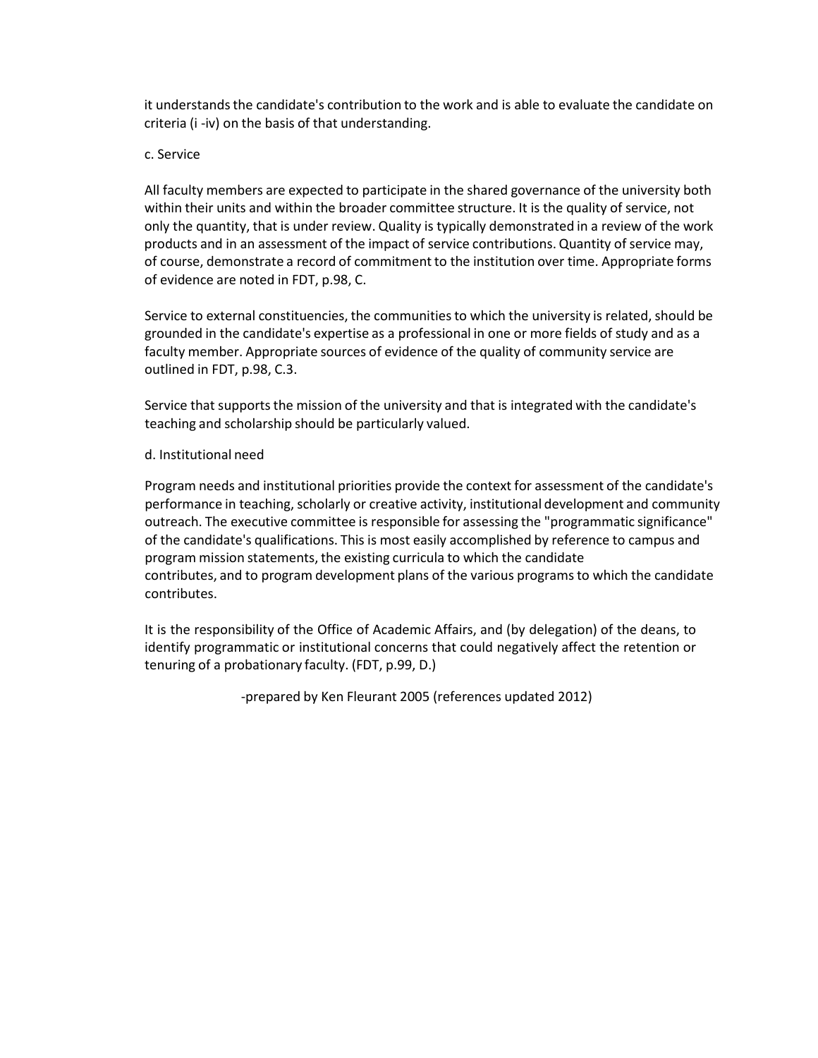it understands the candidate's contribution to the work and is able to evaluate the candidate on criteria (i -iv) on the basis of that understanding.

c. Service

All faculty members are expected to participate in the shared governance of the university both within their units and within the broader committee structure. It is the quality of service, not only the quantity, that is under review. Quality is typically demonstrated in a review of the work products and in an assessment of the impact of service contributions. Quantity of service may, of course, demonstrate a record of commitment to the institution over time. Appropriate forms of evidence are noted in FDT, p.98, C.

Service to external constituencies, the communities to which the university is related, should be grounded in the candidate's expertise as a professional in one or more fields of study and as a faculty member. Appropriate sources of evidence of the quality of community service are outlined in FDT, p.98, C.3.

Service that supports the mission of the university and that is integrated with the candidate's teaching and scholarship should be particularly valued.

d. Institutional need

Program needs and institutional priorities provide the context for assessment of the candidate's performance in teaching, scholarly or creative activity, institutional development and community outreach. The executive committee is responsible for assessing the "programmatic significance" of the candidate's qualifications. This is most easily accomplished by reference to campus and program mission statements, the existing curricula to which the candidate contributes, and to program development plans of the various programs to which the candidate contributes.

It is the responsibility of the Office of Academic Affairs, and (by delegation) of the deans, to identify programmatic or institutional concerns that could negatively affect the retention or tenuring of a probationary faculty. (FDT, p.99, D.)

-prepared by Ken Fleurant 2005 (references updated 2012)